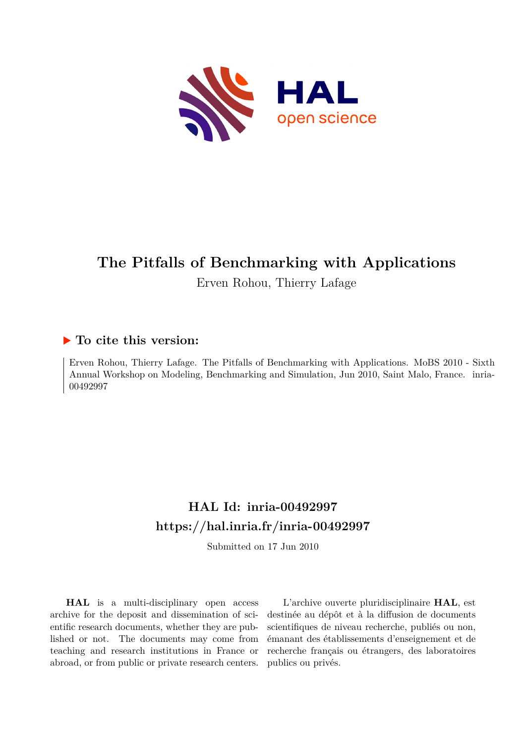# The Pitfalls of Benchmarking with Applications

Erven Rohou, Thierry Lafage

## ▶ To cite this version:

Erven Rohou, Thierry Lafage. The Pitfalls of Benchmarking with Applications. MoBS 2010 - Sixth Annual Workshop on Modeling, Benchmarking and Simulation, Jun 2010, Saint Malo, France. inria-00492997

## HAL Id: inria-00492997
## https://hal.inria.fr/inria-00492997

Submitted on 17 Jun 2010

**HAL** is a multi-disciplinary open access archive for the deposit and dissemination of scientific research documents, whether they are published or not. The documents may come from teaching and research institutions in France or abroad, or from public or private research centers.

L'archive ouverte pluridisciplinaire **HAL**, est destinée au dépôt et à la diffusion de documents scientifiques de niveau recherche, publiés ou non, émanant des établissements d'enseignement et de recherche français ou étrangers, des laboratoires publics ou privés.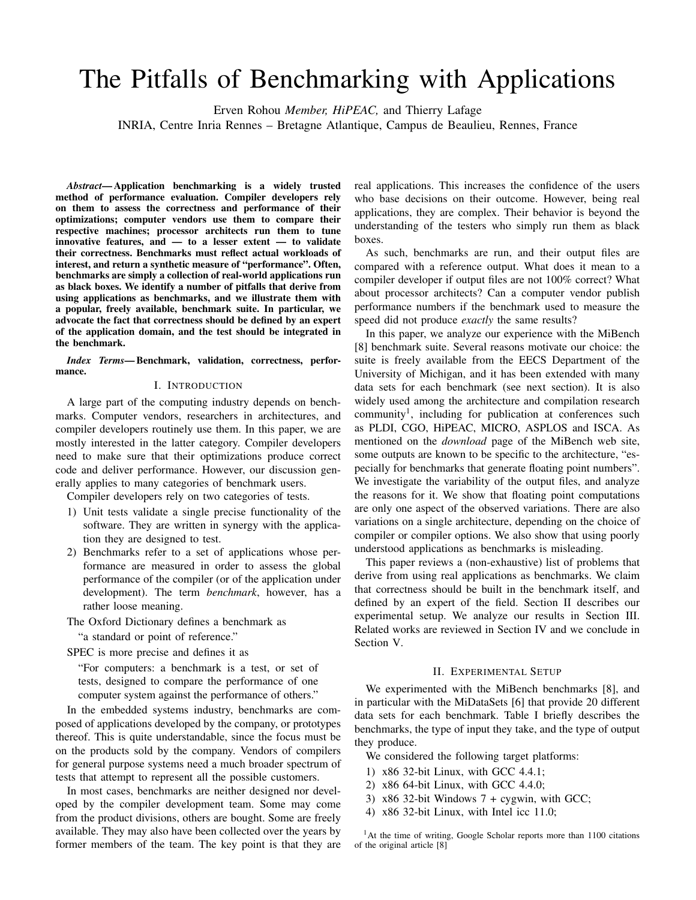# The Pitfalls of Benchmarking with Applications

Erven Rohou *Member, HiPEAC,* and Thierry Lafage

INRIA, Centre Inria Rennes – Bretagne Atlantique, Campus de Beaulieu, Rennes, France

***Abstract*— Application benchmarking is a widely trusted method of performance evaluation. Compiler developers rely on them to assess the correctness and performance of their optimizations; computer vendors use them to compare their respective machines; processor architects run them to tune innovative features, and — to a lesser extent — to validate their correctness. Benchmarks must reflect actual workloads of interest, and return a synthetic measure of "performance". Often, benchmarks are simply a collection of real-world applications run as black boxes. We identify a number of pitfalls that derive from using applications as benchmarks, and we illustrate them with a popular, freely available, benchmark suite. In particular, we advocate the fact that correctness should be defined by an expert of the application domain, and the test should be integrated in the benchmark.**

***Index Terms*— Benchmark, validation, correctness, performance.**

## I. Introduction

A large part of the computing industry depends on benchmarks. Computer vendors, researchers in architectures, and compiler developers routinely use them. In this paper, we are mostly interested in the latter category. Compiler developers need to make sure that their optimizations produce correct code and deliver performance. However, our discussion generally applies to many categories of benchmark users.

Compiler developers rely on two categories of tests.

1) Unit tests validate a single precise functionality of the software. They are written in synergy with the application they are designed to test.
2) Benchmarks refer to a set of applications whose performance are measured in order to assess the global performance of the compiler (or of the application under development). The term *benchmark*, however, has a rather loose meaning.

The Oxford Dictionary defines a benchmark as

"a standard or point of reference."

SPEC is more precise and defines it as

"For computers: a benchmark is a test, or set of tests, designed to compare the performance of one computer system against the performance of others."

In the embedded systems industry, benchmarks are composed of applications developed by the company, or prototypes thereof. This is quite understandable, since the focus must be on the products sold by the company. Vendors of compilers for general purpose systems need a much broader spectrum of tests that attempt to represent all the possible customers.

In most cases, benchmarks are neither designed nor developed by the compiler development team. Some may come from the product divisions, others are bought. Some are freely available. They may also have been collected over the years by former members of the team. The key point is that they are real applications. This increases the confidence of the users who base decisions on their outcome. However, being real applications, they are complex. Their behavior is beyond the understanding of the testers who simply run them as black boxes.

As such, benchmarks are run, and their output files are compared with a reference output. What does it mean to a compiler developer if output files are not 100% correct? What about processor architects? Can a computer vendor publish performance numbers if the benchmark used to measure the speed did not produce *exactly* the same results?

In this paper, we analyze our experience with the MiBench [8] benchmark suite. Several reasons motivate our choice: the suite is freely available from the EECS Department of the University of Michigan, and it has been extended with many data sets for each benchmark (see next section). It is also widely used among the architecture and compilation research community[1], including for publication at conferences such as PLDI, CGO, HiPEAC, MICRO, ASPLOS and ISCA. As mentioned on the *download* page of the MiBench web site, some outputs are known to be specific to the architecture, "especially for benchmarks that generate floating point numbers". We investigate the variability of the output files, and analyze the reasons for it. We show that floating point computations are only one aspect of the observed variations. There are also variations on a single architecture, depending on the choice of compiler or compiler options. We also show that using poorly understood applications as benchmarks is misleading.

This paper reviews a (non-exhaustive) list of problems that derive from using real applications as benchmarks. We claim that correctness should be built in the benchmark itself, and defined by an expert of the field. Section II describes our experimental setup. We analyze our results in Section III. Related works are reviewed in Section IV and we conclude in Section V.

## II. Experimental Setup

We experimented with the MiBench benchmarks [8], and in particular with the MiDataSets [6] that provide 20 different data sets for each benchmark. Table I briefly describes the benchmarks, the type of input they take, and the type of output they produce.

We considered the following target platforms:

1) x86 32-bit Linux, with GCC 4.4.1;
2) x86 64-bit Linux, with GCC 4.4.0;
3) x86 32-bit Windows 7 + cygwin, with GCC;
4) x86 32-bit Linux, with Intel icc 11.0;

[1] At the time of writing, Google Scholar reports more than 1100 citations of the original article [8]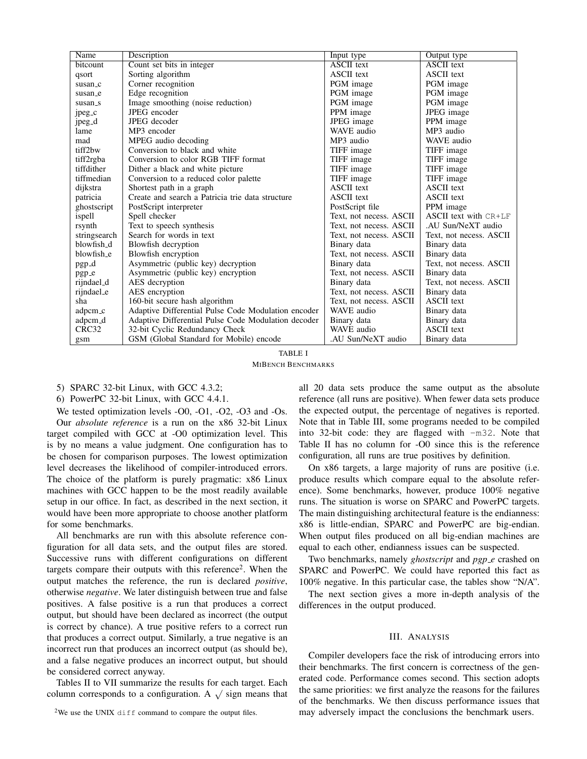| Name | Description | Input type | Output type |
|---|---|---|---|
| bitcount | Count set bits in integer | ASCII text | ASCII text |
| qsort | Sorting algorithm | ASCII text | ASCII text |
| susan_c | Corner recognition | PGM image | PGM image |
| susan_e | Edge recognition | PGM image | PGM image |
| susan_s | Image smoothing (noise reduction) | PGM image | PGM image |
| jpeg_c | JPEG encoder | PPM image | JPEG image |
| jpeg_d | JPEG decoder | JPEG image | PPM image |
| lame | MP3 encoder | WAVE audio | MP3 audio |
| mad | MPEG audio decoding | MP3 audio | WAVE audio |
| tiff2bw | Conversion to black and white | TIFF image | TIFF image |
| tiff2rgba | Conversion to color RGB TIFF format | TIFF image | TIFF image |
| tiffdither | Dither a black and white picture | TIFF image | TIFF image |
| tiffmedian | Conversion to a reduced color palette | TIFF image | TIFF image |
| dijkstra | Shortest path in a graph | ASCII text | ASCII text |
| patricia | Create and search a Patricia trie data structure | ASCII text | ASCII text |
| ghostscript | PostScript interpreter | PostScript file | PPM image |
| ispell | Spell checker | Text, not necess. ASCII | ASCII text with `CR+LF` |
| rsynth | Text to speech synthesis | Text, not necess. ASCII | .AU Sun/NeXT audio |
| stringsearch | Search for words in text | Text, not necess. ASCII | Text, not necess. ASCII |
| blowfish_d | Blowfish decryption | Binary data | Binary data |
| blowfish_e | Blowfish encryption | Text, not necess. ASCII | Binary data |
| pgp_d | Asymmetric (public key) decryption | Binary data | Text, not necess. ASCII |
| pgp_e | Asymmetric (public key) encryption | Text, not necess. ASCII | Binary data |
| rijndael_d | AES decryption | Binary data | Text, not necess. ASCII |
| rijndael_e | AES encryption | Text, not necess. ASCII | Binary data |
| sha | 160-bit secure hash algorithm | Text, not necess. ASCII | ASCII text |
| adpcm_c | Adaptive Differential Pulse Code Modulation encoder | WAVE audio | Binary data |
| adpcm_d | Adaptive Differential Pulse Code Modulation decoder | Binary data | Binary data |
| CRC32 | 32-bit Cyclic Redundancy Check | WAVE audio | ASCII text |
| gsm | GSM (Global Standard for Mobile) encode | .AU Sun/NeXT audio | Binary data |

TABLE I
MIBENCH BENCHMARKS

5) SPARC 32-bit Linux, with GCC 4.3.2;
6) PowerPC 32-bit Linux, with GCC 4.4.1.

We tested optimization levels -O0, -O1, -O2, -O3 and -Os.

Our *absolute reference* is a run on the x86 32-bit Linux target compiled with GCC at -O0 optimization level. This is by no means a value judgment. One configuration has to be chosen for comparison purposes. The lowest optimization level decreases the likelihood of compiler-introduced errors. The choice of the platform is purely pragmatic: x86 Linux machines with GCC happen to be the most readily available setup in our office. In fact, as described in the next section, it would have been more appropriate to choose another platform for some benchmarks.

All benchmarks are run with this absolute reference configuration for all data sets, and the output files are stored. Successive runs with different configurations on different targets compare their outputs with this reference[2]. When the output matches the reference, the run is declared *positive*, otherwise *negative*. We later distinguish between true and false positives. A false positive is a run that produces a correct output, but should have been declared as incorrect (the output is correct by chance). A true positive refers to a correct run that produces a correct output. Similarly, a true negative is an incorrect run that produces an incorrect output (as should be), and a false negative produces an incorrect output, but should be considered correct anyway.

Tables II to VII summarize the results for each target. Each column corresponds to a configuration. A $\surd$ sign means that all 20 data sets produce the same output as the absolute reference (all runs are positive). When fewer data sets produce the expected output, the percentage of negatives is reported. Note that in Table III, some programs needed to be compiled into 32-bit code: they are flagged with `-m32`. Note that Table II has no column for -O0 since this is the reference configuration, all runs are true positives by definition.

On x86 targets, a large majority of runs are positive (i.e. produce results which compare equal to the absolute reference). Some benchmarks, however, produce 100% negative runs. The situation is worse on SPARC and PowerPC targets. The main distinguishing architectural feature is the endianness: x86 is little-endian, SPARC and PowerPC are big-endian. When output files produced on all big-endian machines are equal to each other, endianness issues can be suspected.

Two benchmarks, namely *ghostscript* and *pgp_e* crashed on SPARC and PowerPC. We could have reported this fact as 100% negative. In this particular case, the tables show “N/A”.

The next section gives a more in-depth analysis of the differences in the output produced.

## III. Analysis

Compiler developers face the risk of introducing errors into their benchmarks. The first concern is correctness of the generated code. Performance comes second. This section adopts the same priorities: we first analyze the reasons for the failures of the benchmarks. We then discuss performance issues that may adversely impact the conclusions the benchmark users.

[2]We use the UNIX `diff` command to compare the output files.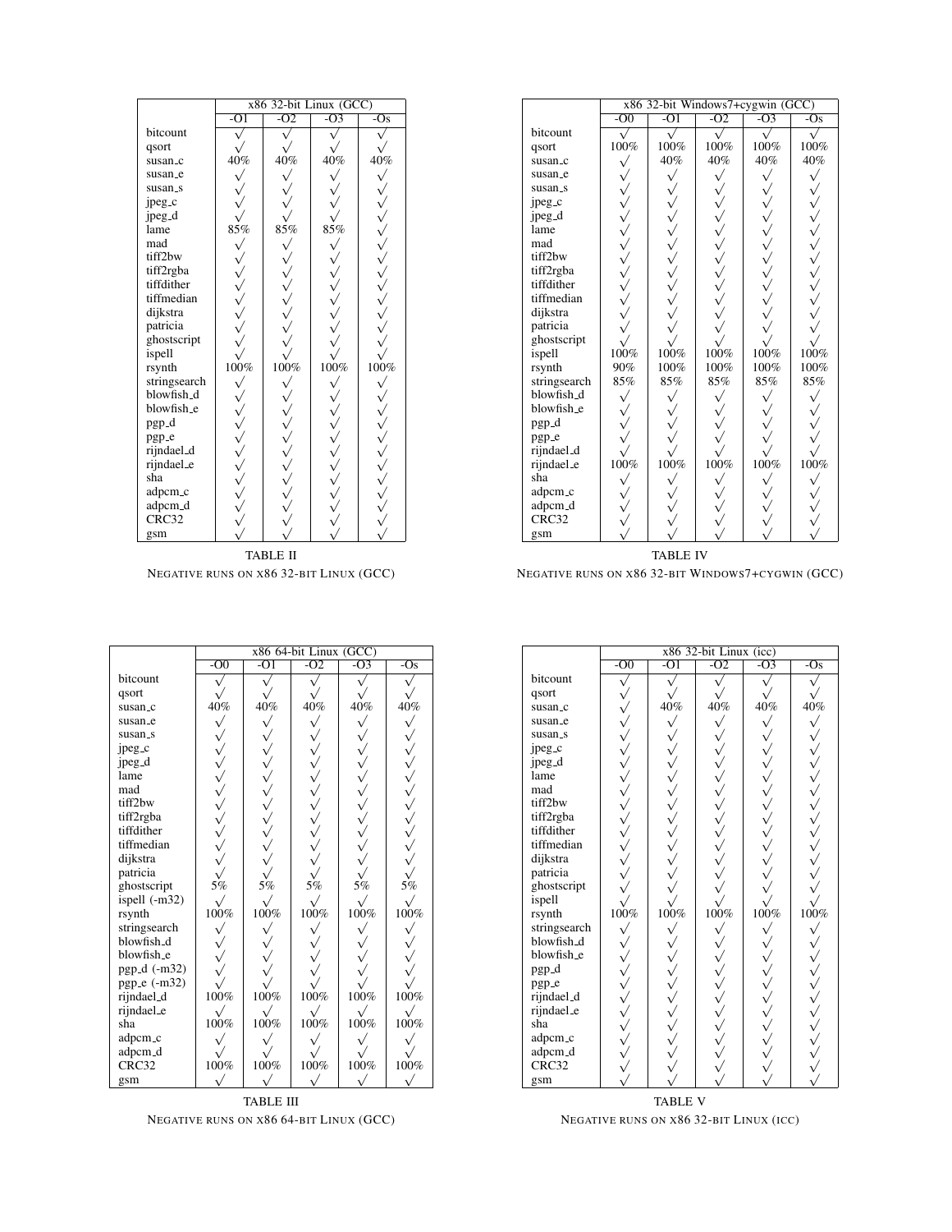| | x86 32-bit Linux (GCC) | | | |
|---|---|---|---|---|
| | -O1 | -O2 | -O3 | -Os |
| bitcount | √ | √ | √ | √ |
| qsort | √ | √ | √ | √ |
| susan_c | 40% | 40% | 40% | 40% |
| susan_e | √ | √ | √ | √ |
| susan_s | √ | √ | √ | √ |
| jpeg_c | √ | √ | √ | √ |
| jpeg_d | √ | √ | √ | √ |
| lame | 85% | 85% | 85% | √ |
| mad | √ | √ | √ | √ |
| tiff2bw | √ | √ | √ | √ |
| tiff2rgba | √ | √ | √ | √ |
| tiffdither | √ | √ | √ | √ |
| tiffmedian | √ | √ | √ | √ |
| dijkstra | √ | √ | √ | √ |
| patricia | √ | √ | √ | √ |
| ghostscript | √ | √ | √ | √ |
| ispell | √ | √ | √ | √ |
| rsynth | 100% | 100% | 100% | 100% |
| stringsearch | √ | √ | √ | √ |
| blowfish_d | √ | √ | √ | √ |
| blowfish_e | √ | √ | √ | √ |
| pgp_d | √ | √ | √ | √ |
| pgp_e | √ | √ | √ | √ |
| rijndael_d | √ | √ | √ | √ |
| rijndael_e | √ | √ | √ | √ |
| sha | √ | √ | √ | √ |
| adpcm_c | √ | √ | √ | √ |
| adpcm_d | √ | √ | √ | √ |
| CRC32 | √ | √ | √ | √ |
| gsm | √ | √ | √ | √ |

TABLE II
NEGATIVE RUNS ON X86 32-BIT LINUX (GCC)

| | x86 32-bit Windows7+cygwin (GCC) | | | | |
|---|---|---|---|---|---|
| | -O0 | -O1 | -O2 | -O3 | -Os |
| bitcount | √ | √ | √ | √ | √ |
| qsort | 100% | 100% | 100% | 100% | 100% |
| susan_c | √ | 40% | 40% | 40% | 40% |
| susan_e | √ | √ | √ | √ | √ |
| susan_s | √ | √ | √ | √ | √ |
| jpeg_c | √ | √ | √ | √ | √ |
| jpeg_d | √ | √ | √ | √ | √ |
| lame | √ | √ | √ | √ | √ |
| mad | √ | √ | √ | √ | √ |
| tiff2bw | √ | √ | √ | √ | √ |
| tiff2rgba | √ | √ | √ | √ | √ |
| tiffdither | √ | √ | √ | √ | √ |
| tiffmedian | √ | √ | √ | √ | √ |
| dijkstra | √ | √ | √ | √ | √ |
| patricia | √ | √ | √ | √ | √ |
| ghostscript | √ | √ | √ | √ | √ |
| ispell | 100% | 100% | 100% | 100% | 100% |
| rsynth | 90% | 100% | 100% | 100% | 100% |
| stringsearch | 85% | 85% | 85% | 85% | 85% |
| blowfish_d | √ | √ | √ | √ | √ |
| blowfish_e | √ | √ | √ | √ | √ |
| pgp_d | √ | √ | √ | √ | √ |
| pgp_e | √ | √ | √ | √ | √ |
| rijndael_d | √ | √ | √ | √ | √ |
| rijndael_e | 100% | 100% | 100% | 100% | 100% |
| sha | √ | √ | √ | √ | √ |
| adpcm_c | √ | √ | √ | √ | √ |
| adpcm_d | √ | √ | √ | √ | √ |
| CRC32 | √ | √ | √ | √ | √ |
| gsm | √ | √ | √ | √ | √ |

TABLE IV
NEGATIVE RUNS ON X86 32-BIT WINDOWS7+CYGWIN (GCC)

| | x86 64-bit Linux (GCC) | | | | |
|---|---|---|---|---|---|
| | -O0 | -O1 | -O2 | -O3 | -Os |
| bitcount | √ | √ | √ | √ | √ |
| qsort | √ | √ | √ | √ | √ |
| susan_c | 40% | 40% | 40% | 40% | 40% |
| susan_e | √ | √ | √ | √ | √ |
| susan_s | √ | √ | √ | √ | √ |
| jpeg_c | √ | √ | √ | √ | √ |
| jpeg_d | √ | √ | √ | √ | √ |
| lame | √ | √ | √ | √ | √ |
| mad | √ | √ | √ | √ | √ |
| tiff2bw | √ | √ | √ | √ | √ |
| tiff2rgba | √ | √ | √ | √ | √ |
| tiffdither | √ | √ | √ | √ | √ |
| tiffmedian | √ | √ | √ | √ | √ |
| dijkstra | √ | √ | √ | √ | √ |
| patricia | √ | √ | √ | √ | √ |
| ghostscript | 5% | 5% | 5% | 5% | 5% |
| ispell (-m32) | √ | √ | √ | √ | √ |
| rsynth | 100% | 100% | 100% | 100% | 100% |
| stringsearch | √ | √ | √ | √ | √ |
| blowfish_d | √ | √ | √ | √ | √ |
| blowfish_e | √ | √ | √ | √ | √ |
| pgp_d (-m32) | √ | √ | √ | √ | √ |
| pgp_e (-m32) | √ | √ | √ | √ | √ |
| rijndael_d | 100% | 100% | 100% | 100% | 100% |
| rijndael_e | √ | √ | √ | √ | √ |
| sha | 100% | 100% | 100% | 100% | 100% |
| adpcm_c | √ | √ | √ | √ | √ |
| adpcm_d | √ | √ | √ | √ | √ |
| CRC32 | 100% | 100% | 100% | 100% | 100% |
| gsm | √ | √ | √ | √ | √ |

TABLE III
NEGATIVE RUNS ON X86 64-BIT LINUX (GCC)

| | x86 32-bit Linux (icc) | | | | |
|---|---|---|---|---|---|
| | -O0 | -O1 | -O2 | -O3 | -Os |
| bitcount | √ | √ | √ | √ | √ |
| qsort | √ | √ | √ | √ | √ |
| susan_c | √ | 40% | 40% | 40% | 40% |
| susan_e | √ | √ | √ | √ | √ |
| susan_s | √ | √ | √ | √ | √ |
| jpeg_c | √ | √ | √ | √ | √ |
| jpeg_d | √ | √ | √ | √ | √ |
| lame | √ | √ | √ | √ | √ |
| mad | √ | √ | √ | √ | √ |
| tiff2bw | √ | √ | √ | √ | √ |
| tiff2rgba | √ | √ | √ | √ | √ |
| tiffdither | √ | √ | √ | √ | √ |
| tiffmedian | √ | √ | √ | √ | √ |
| dijkstra | √ | √ | √ | √ | √ |
| patricia | √ | √ | √ | √ | √ |
| ghostscript | √ | √ | √ | √ | √ |
| ispell | √ | √ | √ | √ | √ |
| rsynth | 100% | 100% | 100% | 100% | 100% |
| stringsearch | √ | √ | √ | √ | √ |
| blowfish_d | √ | √ | √ | √ | √ |
| blowfish_e | √ | √ | √ | √ | √ |
| pgp_d | √ | √ | √ | √ | √ |
| pgp_e | √ | √ | √ | √ | √ |
| rijndael_d | √ | √ | √ | √ | √ |
| rijndael_e | √ | √ | √ | √ | √ |
| sha | √ | √ | √ | √ | √ |
| adpcm_c | √ | √ | √ | √ | √ |
| adpcm_d | √ | √ | √ | √ | √ |
| CRC32 | √ | √ | √ | √ | √ |
| gsm | √ | √ | √ | √ | √ |

TABLE V
NEGATIVE RUNS ON X86 32-BIT LINUX (ICC)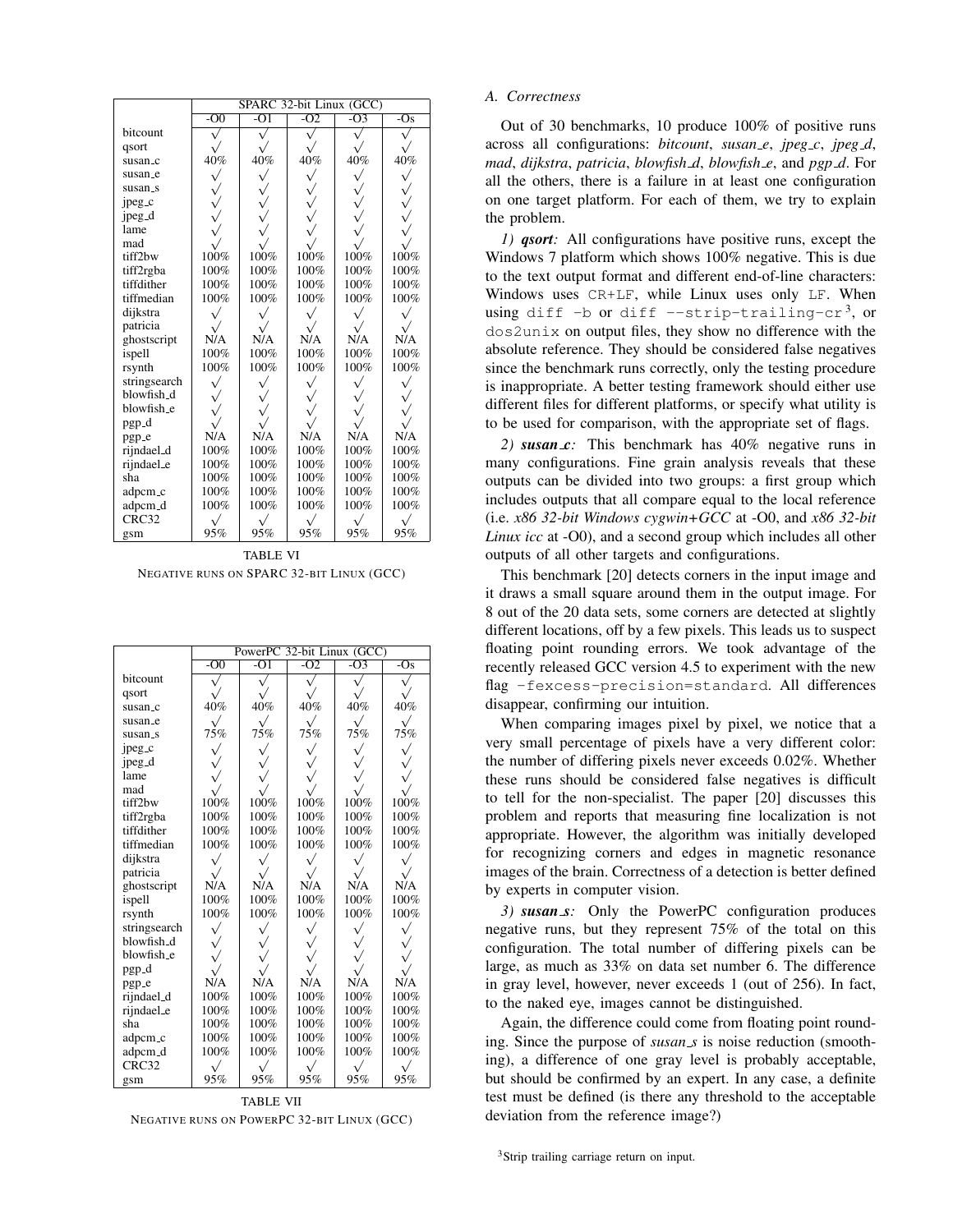| | SPARC 32-bit Linux (GCC) | | | | |
|---|---|---|---|---|---|
| | -O0 | -O1 | -O2 | -O3 | -Os |
| bitcount | √ | √ | √ | √ | √ |
| qsort | √ | √ | √ | √ | √ |
| susan_c | 40% | 40% | 40% | 40% | 40% |
| susan_e | √ | √ | √ | √ | √ |
| susan_s | √ | √ | √ | √ | √ |
| jpeg_c | √ | √ | √ | √ | √ |
| jpeg_d | √ | √ | √ | √ | √ |
| lame | √ | √ | √ | √ | √ |
| mad | √ | √ | √ | √ | √ |
| tiff2bw | 100% | 100% | 100% | 100% | 100% |
| tiff2rgba | 100% | 100% | 100% | 100% | 100% |
| tiffdither | 100% | 100% | 100% | 100% | 100% |
| tiffmedian | 100% | 100% | 100% | 100% | 100% |
| dijkstra | √ | √ | √ | √ | √ |
| patricia | √ | √ | √ | √ | √ |
| ghostscript | N/A | N/A | N/A | N/A | N/A |
| ispell | 100% | 100% | 100% | 100% | 100% |
| rsynth | 100% | 100% | 100% | 100% | 100% |
| stringsearch | √ | √ | √ | √ | √ |
| blowfish_d | √ | √ | √ | √ | √ |
| blowfish_e | √ | √ | √ | √ | √ |
| pgp_d | √ | √ | √ | √ | √ |
| pgp_e | N/A | N/A | N/A | N/A | N/A |
| rijndael_d | 100% | 100% | 100% | 100% | 100% |
| rijndael_e | 100% | 100% | 100% | 100% | 100% |
| sha | 100% | 100% | 100% | 100% | 100% |
| adpcm_c | 100% | 100% | 100% | 100% | 100% |
| adpcm_d | 100% | 100% | 100% | 100% | 100% |
| CRC32 | √ | √ | √ | √ | √ |
| gsm | 95% | 95% | 95% | 95% | 95% |

TABLE VI
NEGATIVE RUNS ON SPARC 32-BIT LINUX (GCC)

| | PowerPC 32-bit Linux (GCC) | | | | |
|---|---|---|---|---|---|
| | -O0 | -O1 | -O2 | -O3 | -Os |
| bitcount | √ | √ | √ | √ | √ |
| qsort | √ | √ | √ | √ | √ |
| susan_c | 40% | 40% | 40% | 40% | 40% |
| susan_e | √ | √ | √ | √ | √ |
| susan_s | 75% | 75% | 75% | 75% | 75% |
| jpeg_c | √ | √ | √ | √ | √ |
| jpeg_d | √ | √ | √ | √ | √ |
| lame | √ | √ | √ | √ | √ |
| mad | √ | √ | √ | √ | √ |
| tiff2bw | 100% | 100% | 100% | 100% | 100% |
| tiff2rgba | 100% | 100% | 100% | 100% | 100% |
| tiffdither | 100% | 100% | 100% | 100% | 100% |
| tiffmedian | 100% | 100% | 100% | 100% | 100% |
| dijkstra | √ | √ | √ | √ | √ |
| patricia | √ | √ | √ | √ | √ |
| ghostscript | N/A | N/A | N/A | N/A | N/A |
| ispell | 100% | 100% | 100% | 100% | 100% |
| rsynth | 100% | 100% | 100% | 100% | 100% |
| stringsearch | √ | √ | √ | √ | √ |
| blowfish_d | √ | √ | √ | √ | √ |
| blowfish_e | √ | √ | √ | √ | √ |
| pgp_d | √ | √ | √ | √ | √ |
| pgp_e | N/A | N/A | N/A | N/A | N/A |
| rijndael_d | 100% | 100% | 100% | 100% | 100% |
| rijndael_e | 100% | 100% | 100% | 100% | 100% |
| sha | 100% | 100% | 100% | 100% | 100% |
| adpcm_c | 100% | 100% | 100% | 100% | 100% |
| adpcm_d | 100% | 100% | 100% | 100% | 100% |
| CRC32 | √ | √ | √ | √ | √ |
| gsm | 95% | 95% | 95% | 95% | 95% |

TABLE VII
NEGATIVE RUNS ON POWERPC 32-BIT LINUX (GCC)

### *A. Correctness*

Out of 30 benchmarks, 10 produce 100% of positive runs across all configurations: *bitcount*, *susan_e*, *jpeg_c*, *jpeg_d*, *mad*, *dijkstra*, *patricia*, *blowfish_d*, *blowfish_e*, and *pgp_d*. For all the others, there is a failure in at least one configuration on one target platform. For each of them, we try to explain the problem.

*1) **qsort**:* All configurations have positive runs, except the Windows 7 platform which shows 100% negative. This is due to the text output format and different end-of-line characters: Windows uses `CR+LF`, while Linux uses only `LF`. When using `diff -b` or `diff --strip-trailing-cr`[3], or `dos2unix` on output files, they show no difference with the absolute reference. They should be considered false negatives since the benchmark runs correctly, only the testing procedure is inappropriate. A better testing framework should either use different files for different platforms, or specify what utility is to be used for comparison, with the appropriate set of flags.

*2) **susan_c**:* This benchmark has 40% negative runs in many configurations. Fine grain analysis reveals that these outputs can be divided into two groups: a first group which includes outputs that all compare equal to the local reference (i.e. *x86 32-bit Windows cygwin+GCC* at -O0, and *x86 32-bit Linux icc* at -O0), and a second group which includes all other outputs of all other targets and configurations.

This benchmark [20] detects corners in the input image and it draws a small square around them in the output image. For 8 out of the 20 data sets, some corners are detected at slightly different locations, off by a few pixels. This leads us to suspect floating point rounding errors. We took advantage of the recently released GCC version 4.5 to experiment with the new flag `-fexcess-precision=standard`. All differences disappear, confirming our intuition.

When comparing images pixel by pixel, we notice that a very small percentage of pixels have a very different color: the number of differing pixels never exceeds 0.02%. Whether these runs should be considered false negatives is difficult to tell for the non-specialist. The paper [20] discusses this problem and reports that measuring fine localization is not appropriate. However, the algorithm was initially developed for recognizing corners and edges in magnetic resonance images of the brain. Correctness of a detection is better defined by experts in computer vision.

*3) **susan_s**:* Only the PowerPC configuration produces negative runs, but they represent 75% of the total on this configuration. The total number of differing pixels can be large, as much as 33% on data set number 6. The difference in gray level, however, never exceeds 1 (out of 256). In fact, to the naked eye, images cannot be distinguished.

Again, the difference could come from floating point rounding. Since the purpose of *susan_s* is noise reduction (smoothing), a difference of one gray level is probably acceptable, but should be confirmed by an expert. In any case, a definite test must be defined (is there any threshold to the acceptable deviation from the reference image?)

[3] Strip trailing carriage return on input.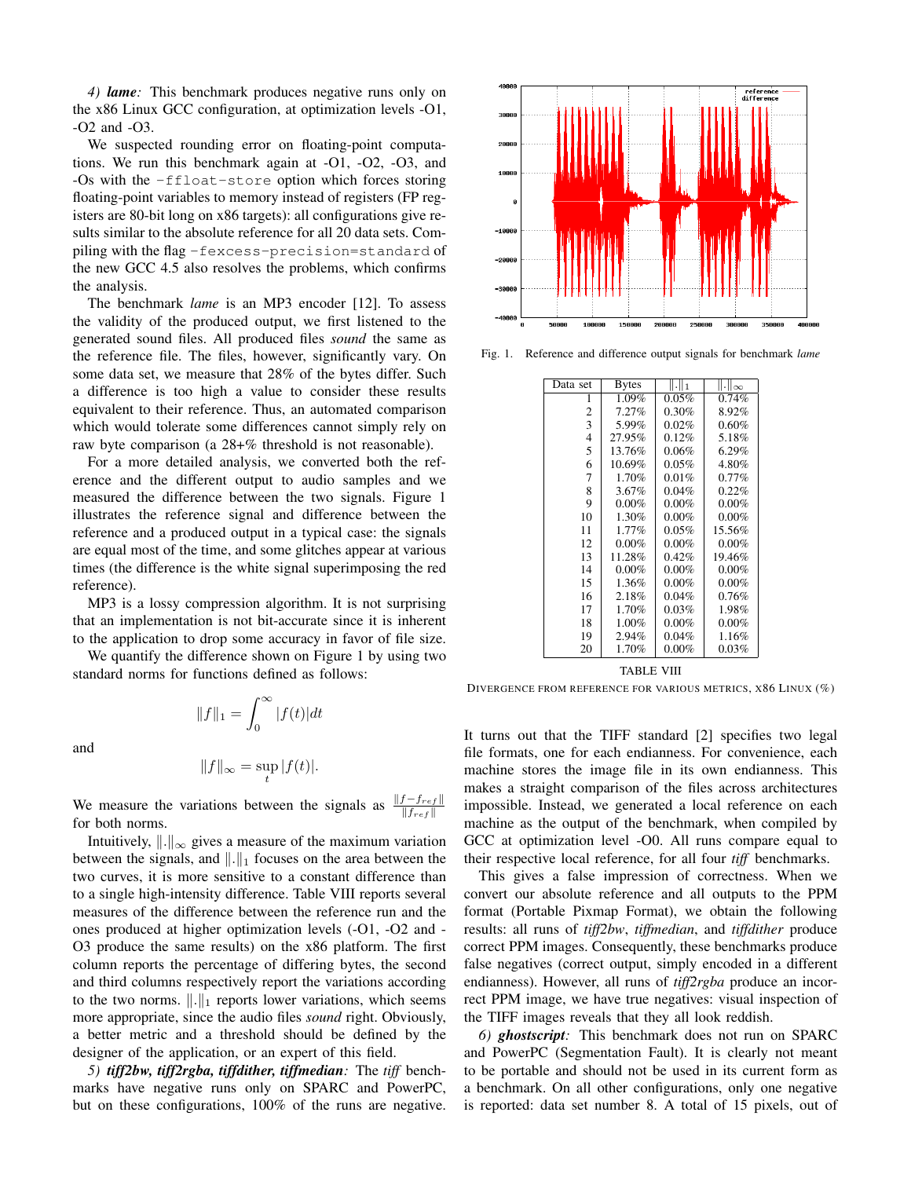*4) **lame**:* This benchmark produces negative runs only on the x86 Linux GCC configuration, at optimization levels -O1, -O2 and -O3.

We suspected rounding error on floating-point computations. We run this benchmark again at -O1, -O2, -O3, and -Os with the `-ffloat-store` option which forces storing floating-point variables to memory instead of registers (FP registers are 80-bit long on x86 targets): all configurations give results similar to the absolute reference for all 20 data sets. Compiling with the flag `-fexcess-precision=standard` of the new GCC 4.5 also resolves the problems, which confirms the analysis.

The benchmark *lame* is an MP3 encoder [12]. To assess the validity of the produced output, we first listened to the generated sound files. All produced files *sound* the same as the reference file. The files, however, significantly vary. On some data set, we measure that 28% of the bytes differ. Such a difference is too high a value to consider these results equivalent to their reference. Thus, an automated comparison which would tolerate some differences cannot simply rely on raw byte comparison (a 28+% threshold is not reasonable).

For a more detailed analysis, we converted both the reference and the different output to audio samples and we measured the difference between the two signals. Figure 1 illustrates the reference signal and difference between the reference and a produced output in a typical case: the signals are equal most of the time, and some glitches appear at various times (the difference is the white signal superimposing the red reference).

MP3 is a lossy compression algorithm. It is not surprising that an implementation is not bit-accurate since it is inherent to the application to drop some accuracy in favor of file size.

We quantify the difference shown on Figure 1 by using two standard norms for functions defined as follows:

$$\|f\|_1 = \int_0^\infty |f(t)|dt$$

and

$$\|f\|_\infty = \sup_t |f(t)|.$$

We measure the variations between the signals as $\frac{\|f - f_{ref}\|}{\|f_{ref}\|}$ for both norms.

Intuitively, $\|.\|_\infty$ gives a measure of the maximum variation between the signals, and $\|.\|_1$ focuses on the area between the two curves, it is more sensitive to a constant difference than to a single high-intensity difference. Table VIII reports several measures of the difference between the reference run and the ones produced at higher optimization levels (-O1, -O2 and -O3 produce the same results) on the x86 platform. The first column reports the percentage of differing bytes, the second and third columns respectively report the variations according to the two norms. $\|.\|_1$ reports lower variations, which seems more appropriate, since the audio files *sound* right. Obviously, a better metric and a threshold should be defined by the designer of the application, or an expert of this field.

*5) **tiff2bw, tiff2rgba, tiffdither, tiffmedian**:* The *tiff* benchmarks have negative runs only on SPARC and PowerPC, but on these configurations, 100% of the runs are negative.

Fig. 1. Reference and difference output signals for benchmark *lame*

| Data set | Bytes | $\|.\|_1$ | $\|.\|_\infty$ |
|---|---|---|---|
| 1 | 1.09% | 0.05% | 0.74% |
| 2 | 7.27% | 0.30% | 8.92% |
| 3 | 5.99% | 0.02% | 0.60% |
| 4 | 27.95% | 0.12% | 5.18% |
| 5 | 13.76% | 0.06% | 6.29% |
| 6 | 10.69% | 0.05% | 4.80% |
| 7 | 1.70% | 0.01% | 0.77% |
| 8 | 3.67% | 0.04% | 0.22% |
| 9 | 0.00% | 0.00% | 0.00% |
| 10 | 1.30% | 0.00% | 0.00% |
| 11 | 1.77% | 0.05% | 15.56% |
| 12 | 0.00% | 0.00% | 0.00% |
| 13 | 11.28% | 0.42% | 19.46% |
| 14 | 0.00% | 0.00% | 0.00% |
| 15 | 1.36% | 0.00% | 0.00% |
| 16 | 2.18% | 0.04% | 0.76% |
| 17 | 1.70% | 0.03% | 1.98% |
| 18 | 1.00% | 0.00% | 0.00% |
| 19 | 2.94% | 0.04% | 1.16% |
| 20 | 1.70% | 0.00% | 0.03% |

TABLE VIII

DIVERGENCE FROM REFERENCE FOR VARIOUS METRICS, X86 LINUX (%)

It turns out that the TIFF standard [2] specifies two legal file formats, one for each endianness. For convenience, each machine stores the image file in its own endianness. This makes a straight comparison of the files across architectures impossible. Instead, we generated a local reference on each machine as the output of the benchmark, when compiled by GCC at optimization level -O0. All runs compare equal to their respective local reference, for all four *tiff* benchmarks.

This gives a false impression of correctness. When we convert our absolute reference and all outputs to the PPM format (Portable Pixmap Format), we obtain the following results: all runs of *tiff2bw*, *tiffmedian*, and *tiffdither* produce correct PPM images. Consequently, these benchmarks produce false negatives (correct output, simply encoded in a different endianness). However, all runs of *tiff2rgba* produce an incorrect PPM image, we have true negatives: visual inspection of the TIFF images reveals that they all look reddish.

*6) **ghostscript**:* This benchmark does not run on SPARC and PowerPC (Segmentation Fault). It is clearly not meant to be portable and should not be used in its current form as a benchmark. On all other configurations, only one negative is reported: data set number 8. A total of 15 pixels, out of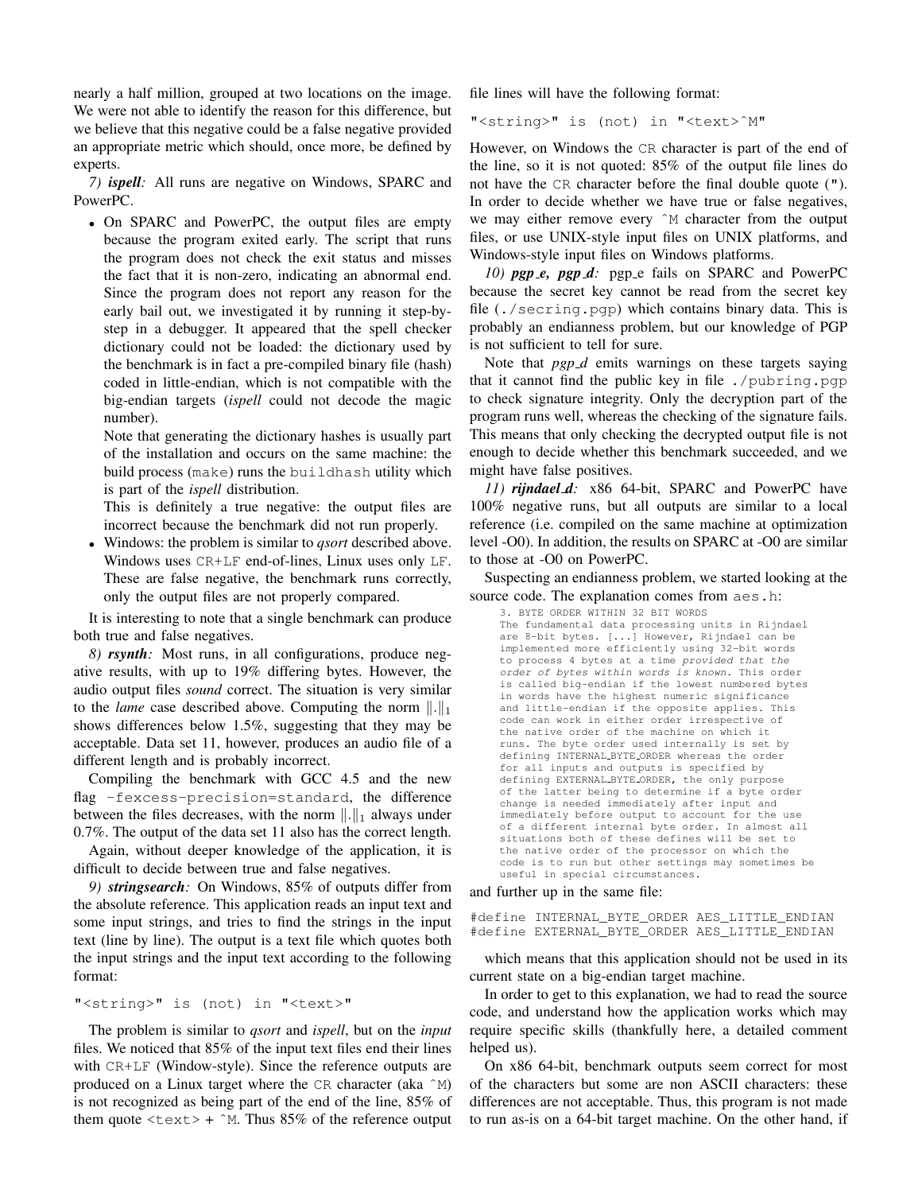nearly a half million, grouped at two locations on the image. We were not able to identify the reason for this difference, but we believe that this negative could be a false negative provided an appropriate metric which should, once more, be defined by experts.

*7) **ispell**:* All runs are negative on Windows, SPARC and PowerPC.

- On SPARC and PowerPC, the output files are empty because the program exited early. The script that runs the program does not check the exit status and misses the fact that it is non-zero, indicating an abnormal end. Since the program does not report any reason for the early bail out, we investigated it by running it step-by-step in a debugger. It appeared that the spell checker dictionary could not be loaded: the dictionary used by the benchmark is in fact a pre-compiled binary file (hash) coded in little-endian, which is not compatible with the big-endian targets (*ispell* could not decode the magic number).

  Note that generating the dictionary hashes is usually part of the installation and occurs on the same machine: the build process (`make`) runs the `buildhash` utility which is part of the *ispell* distribution.

  This is definitely a true negative: the output files are incorrect because the benchmark did not run properly.
- Windows: the problem is similar to *qsort* described above. Windows uses `CR+LF` end-of-lines, Linux uses only `LF`. These are false negative, the benchmark runs correctly, only the output files are not properly compared.

It is interesting to note that a single benchmark can produce both true and false negatives.

*8) **rsynth**:* Most runs, in all configurations, produce negative results, with up to 19% differing bytes. However, the audio output files *sound* correct. The situation is very similar to the *lame* case described above. Computing the norm $\|.\|_1$ shows differences below 1.5%, suggesting that they may be acceptable. Data set 11, however, produces an audio file of a different length and is probably incorrect.

Compiling the benchmark with GCC 4.5 and the new flag `-fexcess-precision=standard`, the difference between the files decreases, with the norm $\|.\|_1$ always under 0.7%. The output of the data set 11 also has the correct length.

Again, without deeper knowledge of the application, it is difficult to decide between true and false negatives.

*9) **stringsearch**:* On Windows, 85% of outputs differ from the absolute reference. This application reads an input text and some input strings, and tries to find the strings in the input text (line by line). The output is a text file which quotes both the input strings and the input text according to the following format:

```
"<string>" is (not) in "<text>"
```

The problem is similar to *qsort* and *ispell*, but on the *input* files. We noticed that 85% of the input text files end their lines with `CR+LF` (Window-style). Since the reference outputs are produced on a Linux target where the `CR` character (aka `^M`) is not recognized as being part of the end of the line, 85% of them quote `<text>` + `^M`. Thus 85% of the reference output file lines will have the following format:

```
"<string>" is (not) in "<text>^M"
```

However, on Windows the `CR` character is part of the end of the line, so it is not quoted: 85% of the output file lines do not have the `CR` character before the final double quote (`"`). In order to decide whether we have true or false negatives, we may either remove every `^M` character from the output files, or use UNIX-style input files on UNIX platforms, and Windows-style input files on Windows platforms.

*10) **pgp_e, pgp_d**:* pgp_e fails on SPARC and PowerPC because the secret key cannot be read from the secret key file (`./secring.pgp`) which contains binary data. This is probably an endianness problem, but our knowledge of PGP is not sufficient to tell for sure.

Note that *pgp_d* emits warnings on these targets saying that it cannot find the public key in file `./pubring.pgp` to check signature integrity. Only the decryption part of the program runs well, whereas the checking of the signature fails. This means that only checking the decrypted output file is not enough to decide whether this benchmark succeeded, and we might have false positives.

*11) **rijndael_d**:* x86 64-bit, SPARC and PowerPC have 100% negative runs, but all outputs are similar to a local reference (i.e. compiled on the same machine at optimization level -O0). In addition, the results on SPARC at -O0 are similar to those at -O0 on PowerPC.

Suspecting an endianness problem, we started looking at the source code. The explanation comes from `aes.h`:

```
3. BYTE ORDER WITHIN 32 BIT WORDS
The fundamental data processing units in Rijndael
are 8-bit bytes. [...] However, Rijndael can be
implemented more efficiently using 32-bit words
to process 4 bytes at a time provided that the
order of bytes within words is known. This order
is called big-endian if the lowest numbered bytes
in words have the highest numeric significance
and little-endian if the opposite applies. This
code can work in either order irrespective of
the native order of the machine on which it
runs. The byte order used internally is set by
defining INTERNAL_BYTE_ORDER whereas the order
for all inputs and outputs is specified by
defining EXTERNAL_BYTE_ORDER, the only purpose
of the latter being to determine if a byte order
change is needed immediately after input and
immediately before output to account for the use
of a different internal byte order. In almost all
situations both of these defines will be set to
the native order of the processor on which the
code is to run but other settings may sometimes be
useful in special circumstances.
```

and further up in the same file:

```
#define INTERNAL_BYTE_ORDER AES_LITTLE_ENDIAN
#define EXTERNAL_BYTE_ORDER AES_LITTLE_ENDIAN
```

which means that this application should not be used in its current state on a big-endian target machine.

In order to get to this explanation, we had to read the source code, and understand how the application works which may require specific skills (thankfully here, a detailed comment helped us).

On x86 64-bit, benchmark outputs seem correct for most of the characters but some are non ASCII characters: these differences are not acceptable. Thus, this program is not made to run as-is on a 64-bit target machine. On the other hand, if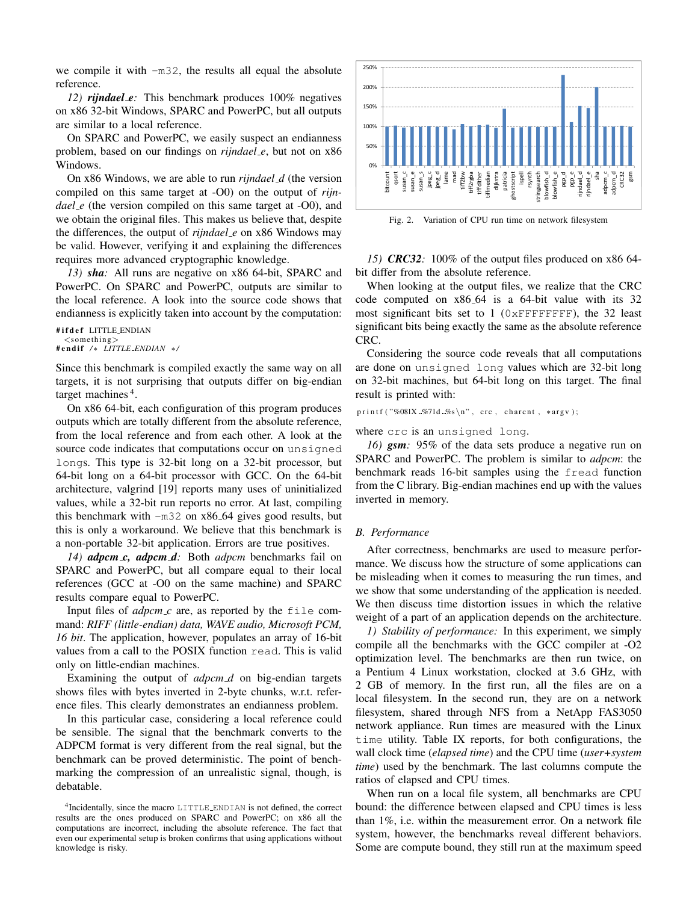we compile it with -m32, the results all equal the absolute reference.

*12) **rijndael_e**:* This benchmark produces 100% negatives on x86 32-bit Windows, SPARC and PowerPC, but all outputs are similar to a local reference.

On SPARC and PowerPC, we easily suspect an endianness problem, based on our findings on *rijndael_e*, but not on x86 Windows.

On x86 Windows, we are able to run *rijndael_d* (the version compiled on this same target at -O0) on the output of *rijndael_e* (the version compiled on this same target at -O0), and we obtain the original files. This makes us believe that, despite the differences, the output of *rijndael_e* on x86 Windows may be valid. However, verifying it and explaining the differences requires more advanced cryptographic knowledge.

*13) **sha**:* All runs are negative on x86 64-bit, SPARC and PowerPC. On SPARC and PowerPC, outputs are similar to the local reference. A look into the source code shows that endianness is explicitly taken into account by the computation:

```
#ifdef LITTLE_ENDIAN
  <something>
#endif /* LITTLE_ENDIAN */
```

Since this benchmark is compiled exactly the same way on all targets, it is not surprising that outputs differ on big-endian target machines[4].

On x86 64-bit, each configuration of this program produces outputs which are totally different from the absolute reference, from the local reference and from each other. A look at the source code indicates that computations occur on unsigned longs. This type is 32-bit long on a 32-bit processor, but 64-bit long on a 64-bit processor with GCC. On the 64-bit architecture, valgrind [19] reports many uses of uninitialized values, while a 32-bit run reports no error. At last, compiling this benchmark with -m32 on x86_64 gives good results, but this is only a workaround. We believe that this benchmark is a non-portable 32-bit application. Errors are true positives.

*14) **adpcm_c, adpcm_d**:* Both *adpcm* benchmarks fail on SPARC and PowerPC, but all compare equal to their local references (GCC at -O0 on the same machine) and SPARC results compare equal to PowerPC.

Input files of *adpcm_c* are, as reported by the file command: *RIFF (little-endian) data, WAVE audio, Microsoft PCM, 16 bit*. The application, however, populates an array of 16-bit values from a call to the POSIX function read. This is valid only on little-endian machines.

Examining the output of *adpcm_d* on big-endian targets shows files with bytes inverted in 2-byte chunks, w.r.t. reference files. This clearly demonstrates an endianness problem.

In this particular case, considering a local reference could be sensible. The signal that the benchmark converts to the ADPCM format is very different from the real signal, but the benchmark can be proved deterministic. The point of benchmarking the compression of an unrealistic signal, though, is debatable.

[4]Incidentally, since the macro LITTLE_ENDIAN is not defined, the correct results are the ones produced on SPARC and PowerPC; on x86 all the computations are incorrect, including the absolute reference. The fact that even our experimental setup is broken confirms that using applications without knowledge is risky.

Fig. 2. Variation of CPU run time on network filesystem

*15) **CRC32**:* 100% of the output files produced on x86 64-bit differ from the absolute reference.

When looking at the output files, we realize that the CRC code computed on x86_64 is a 64-bit value with its 32 most significant bits set to 1 (0xFFFFFFFF), the 32 least significant bits being exactly the same as the absolute reference CRC.

Considering the source code reveals that all computations are done on unsigned long values which are 32-bit long on 32-bit machines, but 64-bit long on this target. The final result is printed with:

```
printf("%08lX %7ld %s\n", crc, charcnt, *argv);
```

where crc is an unsigned long.

*16) **gsm**:* 95% of the data sets produce a negative run on SPARC and PowerPC. The problem is similar to *adpcm*: the benchmark reads 16-bit samples using the fread function from the C library. Big-endian machines end up with the values inverted in memory.

## B. Performance

After correctness, benchmarks are used to measure performance. We discuss how the structure of some applications can be misleading when it comes to measuring the run times, and we show that some understanding of the application is needed. We then discuss time distortion issues in which the relative weight of a part of an application depends on the architecture.

*1) Stability of performance:* In this experiment, we simply compile all the benchmarks with the GCC compiler at -O2 optimization level. The benchmarks are then run twice, on a Pentium 4 Linux workstation, clocked at 3.6 GHz, with 2 GB of memory. In the first run, all the files are on a local filesystem. In the second run, they are on a network filesystem, shared through NFS from a NetApp FAS3050 network appliance. Run times are measured with the Linux time utility. Table IX reports, for both configurations, the wall clock time (*elapsed time*) and the CPU time (*user+system time*) used by the benchmark. The last columns compute the ratios of elapsed and CPU times.

When run on a local file system, all benchmarks are CPU bound: the difference between elapsed and CPU times is less than 1%, i.e. within the measurement error. On a network file system, however, the benchmarks reveal different behaviors. Some are compute bound, they still run at the maximum speed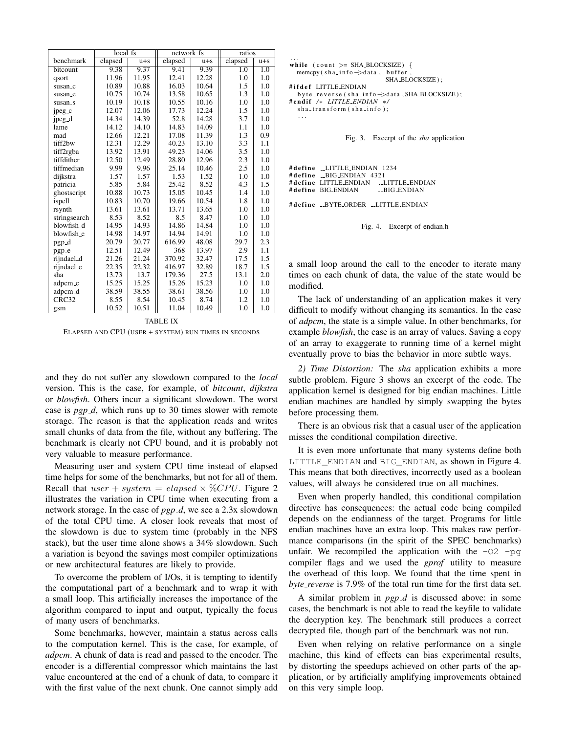| benchmark | local fs | | network fs | | ratios | |
|---|---|---|---|---|---|---|
| | elapsed | u+s | elapsed | u+s | elapsed | u+s |
| bitcount | 9.38 | 9.37 | 9.41 | 9.39 | 1.0 | 1.0 |
| qsort | 11.96 | 11.95 | 12.41 | 12.28 | 1.0 | 1.0 |
| susan_c | 10.89 | 10.88 | 16.03 | 10.64 | 1.5 | 1.0 |
| susan_e | 10.75 | 10.74 | 13.58 | 10.65 | 1.3 | 1.0 |
| susan_s | 10.19 | 10.18 | 10.55 | 10.16 | 1.0 | 1.0 |
| jpeg_c | 12.07 | 12.06 | 17.73 | 12.24 | 1.5 | 1.0 |
| jpeg_d | 14.34 | 14.39 | 52.8 | 14.28 | 3.7 | 1.0 |
| lame | 14.12 | 14.10 | 14.83 | 14.09 | 1.1 | 1.0 |
| mad | 12.66 | 12.21 | 17.08 | 11.39 | 1.3 | 0.9 |
| tiff2bw | 12.31 | 12.29 | 40.23 | 13.10 | 3.3 | 1.1 |
| tiff2rgba | 13.92 | 13.91 | 49.23 | 14.06 | 3.5 | 1.0 |
| tiffdither | 12.50 | 12.49 | 28.80 | 12.96 | 2.3 | 1.0 |
| tiffmedian | 9.99 | 9.96 | 25.14 | 10.46 | 2.5 | 1.0 |
| dijkstra | 1.57 | 1.57 | 1.53 | 1.52 | 1.0 | 1.0 |
| patricia | 5.85 | 5.84 | 25.42 | 8.52 | 4.3 | 1.5 |
| ghostscript | 10.88 | 10.73 | 15.05 | 10.45 | 1.4 | 1.0 |
| ispell | 10.83 | 10.70 | 19.66 | 10.54 | 1.8 | 1.0 |
| rsynth | 13.61 | 13.61 | 13.71 | 13.65 | 1.0 | 1.0 |
| stringsearch | 8.53 | 8.52 | 8.5 | 8.47 | 1.0 | 1.0 |
| blowfish_d | 14.95 | 14.93 | 14.86 | 14.84 | 1.0 | 1.0 |
| blowfish_e | 14.98 | 14.97 | 14.94 | 14.91 | 1.0 | 1.0 |
| pgp_d | 20.79 | 20.77 | 616.99 | 48.08 | 29.7 | 2.3 |
| pgp_e | 12.51 | 12.49 | 368 | 13.97 | 2.9 | 1.1 |
| rijndael_d | 21.26 | 21.24 | 370.92 | 32.47 | 17.5 | 1.5 |
| rijndael_e | 22.35 | 22.32 | 416.97 | 32.89 | 18.7 | 1.5 |
| sha | 13.73 | 13.7 | 179.36 | 27.5 | 13.1 | 2.0 |
| adpcm_c | 15.25 | 15.25 | 15.26 | 15.23 | 1.0 | 1.0 |
| adpcm_d | 38.59 | 38.55 | 38.61 | 38.56 | 1.0 | 1.0 |
| CRC32 | 8.55 | 8.54 | 10.45 | 8.74 | 1.2 | 1.0 |
| gsm | 10.52 | 10.51 | 11.04 | 10.49 | 1.0 | 1.0 |

TABLE IX

ELAPSED AND CPU (USER + SYSTEM) RUN TIMES IN SECONDS

and they do not suffer any slowdown compared to the *local* version. This is the case, for example, of *bitcount*, *dijkstra* or *blowfish*. Others incur a significant slowdown. The worst case is *pgp_d*, which runs up to 30 times slower with remote storage. The reason is that the application reads and writes small chunks of data from the file, without any buffering. The benchmark is clearly not CPU bound, and it is probably not very valuable to measure performance.

Measuring user and system CPU time instead of elapsed time helps for some of the benchmarks, but not for all of them. Recall that $user + system = elapsed \times \%CPU$. Figure 2 illustrates the variation in CPU time when executing from a network storage. In the case of *pgp_d*, we see a 2.3x slowdown of the total CPU time. A closer look reveals that most of the slowdown is due to system time (probably in the NFS stack), but the user time alone shows a 34% slowdown. Such a variation is beyond the savings most compiler optimizations or new architectural features are likely to provide.

To overcome the problem of I/Os, it is tempting to identify the computational part of a benchmark and to wrap it with a small loop. This artificially increases the importance of the algorithm compared to input and output, typically the focus of many users of benchmarks.

Some benchmarks, however, maintain a status across calls to the computation kernel. This is the case, for example, of *adpcm*. A chunk of data is read and passed to the encoder. The encoder is a differential compressor which maintains the last value encountered at the end of a chunk of data, to compare it with the first value of the next chunk. One cannot simply add a small loop around the call to the encoder to iterate many times on each chunk of data, the value of the state would be modified.

The lack of understanding of an application makes it very difficult to modify without changing its semantics. In the case of *adpcm*, the state is a simple value. In other benchmarks, for example *blowfish*, the case is an array of values. Saving a copy of an array to exaggerate to running time of a kernel might eventually prove to bias the behavior in more subtle ways.

```
...
while (count >= SHA_BLOCKSIZE) {
  memcpy(sha_info->data, buffer,
                          SHA_BLOCKSIZE);
#ifdef LITTLE_ENDIAN
  byte_reverse(sha_info->data, SHA_BLOCKSIZE);
#endif /* LITTLE_ENDIAN */
  sha_transform(sha_info);
  ...
```

Fig. 3. Excerpt of the *sha* application

```
#define __LITTLE_ENDIAN 1234
#define __BIG_ENDIAN 4321
#define LITTLE_ENDIAN   __LITTLE_ENDIAN
#define BIG_ENDIAN      __BIG_ENDIAN

#define __BYTE_ORDER __LITTLE_ENDIAN
```

Fig. 4. Excerpt of endian.h

*2) Time Distortion:* The *sha* application exhibits a more subtle problem. Figure 3 shows an excerpt of the code. The application kernel is designed for big endian machines. Little endian machines are handled by simply swapping the bytes before processing them.

There is an obvious risk that a casual user of the application misses the conditional compilation directive.

It is even more unfortunate that many systems define both `LITTLE_ENDIAN` and `BIG_ENDIAN`, as shown in Figure 4. This means that both directives, incorrectly used as a boolean values, will always be considered true on all machines.

Even when properly handled, this conditional compilation directive has consequences: the actual code being compiled depends on the endianness of the target. Programs for little endian machines have an extra loop. This makes raw performance comparisons (in the spirit of the SPEC benchmarks) unfair. We recompiled the application with the `-O2 -pg` compiler flags and we used the *gprof* utility to measure the overhead of this loop. We found that the time spent in *byte_reverse* is 7.9% of the total run time for the first data set.

A similar problem in *pgp_d* is discussed above: in some cases, the benchmark is not able to read the keyfile to validate the decryption key. The benchmark still produces a correct decrypted file, though part of the benchmark was not run.

Even when relying on relative performance on a single machine, this kind of effects can bias experimental results, by distorting the speedups achieved on other parts of the application, or by artificially amplifying improvements obtained on this very simple loop.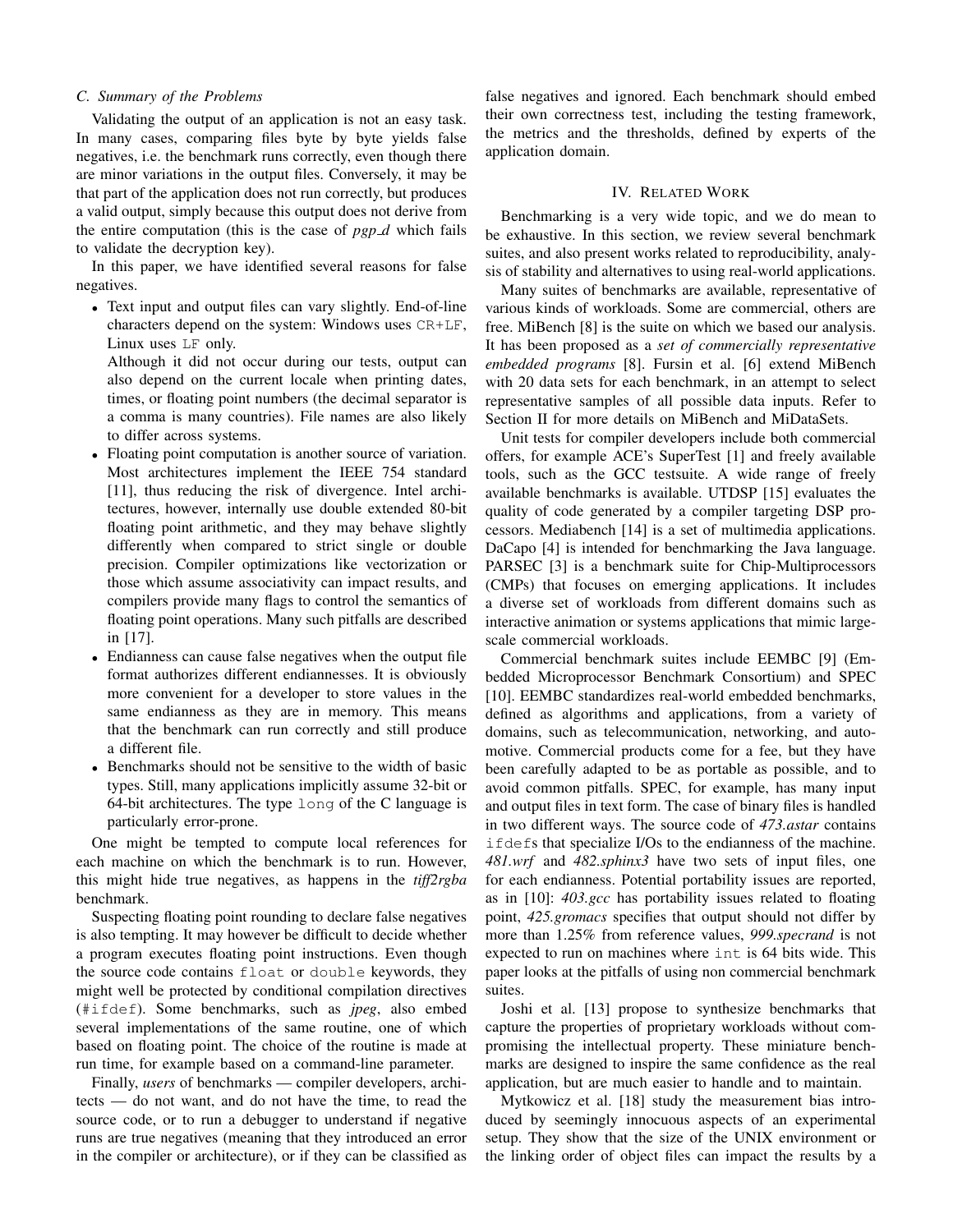### C. Summary of the Problems

Validating the output of an application is not an easy task. In many cases, comparing files byte by byte yields false negatives, i.e. the benchmark runs correctly, even though there are minor variations in the output files. Conversely, it may be that part of the application does not run correctly, but produces a valid output, simply because this output does not derive from the entire computation (this is the case of *pgp_d* which fails to validate the decryption key).

In this paper, we have identified several reasons for false negatives.

- Text input and output files can vary slightly. End-of-line characters depend on the system: Windows uses `CR+LF`, Linux uses `LF` only.
  Although it did not occur during our tests, output can also depend on the current locale when printing dates, times, or floating point numbers (the decimal separator is a comma is many countries). File names are also likely to differ across systems.
- Floating point computation is another source of variation. Most architectures implement the IEEE 754 standard [11], thus reducing the risk of divergence. Intel architectures, however, internally use double extended 80-bit floating point arithmetic, and they may behave slightly differently when compared to strict single or double precision. Compiler optimizations like vectorization or those which assume associativity can impact results, and compilers provide many flags to control the semantics of floating point operations. Many such pitfalls are described in [17].
- Endianness can cause false negatives when the output file format authorizes different endiannesses. It is obviously more convenient for a developer to store values in the same endianness as they are in memory. This means that the benchmark can run correctly and still produce a different file.
- Benchmarks should not be sensitive to the width of basic types. Still, many applications implicitly assume 32-bit or 64-bit architectures. The type `long` of the C language is particularly error-prone.

One might be tempted to compute local references for each machine on which the benchmark is to run. However, this might hide true negatives, as happens in the *tiff2rgba* benchmark.

Suspecting floating point rounding to declare false negatives is also tempting. It may however be difficult to decide whether a program executes floating point instructions. Even though the source code contains `float` or `double` keywords, they might well be protected by conditional compilation directives (`#ifdef`). Some benchmarks, such as *jpeg*, also embed several implementations of the same routine, one of which based on floating point. The choice of the routine is made at run time, for example based on a command-line parameter.

Finally, *users* of benchmarks — compiler developers, architects — do not want, and do not have the time, to read the source code, or to run a debugger to understand if negative runs are true negatives (meaning that they introduced an error in the compiler or architecture), or if they can be classified as false negatives and ignored. Each benchmark should embed their own correctness test, including the testing framework, the metrics and the thresholds, defined by experts of the application domain.

## IV. Related Work

Benchmarking is a very wide topic, and we do mean to be exhaustive. In this section, we review several benchmark suites, and also present works related to reproducibility, analysis of stability and alternatives to using real-world applications.

Many suites of benchmarks are available, representative of various kinds of workloads. Some are commercial, others are free. MiBench [8] is the suite on which we based our analysis. It has been proposed as a *set of commercially representative embedded programs* [8]. Fursin et al. [6] extend MiBench with 20 data sets for each benchmark, in an attempt to select representative samples of all possible data inputs. Refer to Section II for more details on MiBench and MiDataSets.

Unit tests for compiler developers include both commercial offers, for example ACE's SuperTest [1] and freely available tools, such as the GCC testsuite. A wide range of freely available benchmarks is available. UTDSP [15] evaluates the quality of code generated by a compiler targeting DSP processors. Mediabench [14] is a set of multimedia applications. DaCapo [4] is intended for benchmarking the Java language. PARSEC [3] is a benchmark suite for Chip-Multiprocessors (CMPs) that focuses on emerging applications. It includes a diverse set of workloads from different domains such as interactive animation or systems applications that mimic large-scale commercial workloads.

Commercial benchmark suites include EEMBC [9] (Embedded Microprocessor Benchmark Consortium) and SPEC [10]. EEMBC standardizes real-world embedded benchmarks, defined as algorithms and applications, from a variety of domains, such as telecommunication, networking, and automotive. Commercial products come for a fee, but they have been carefully adapted to be as portable as possible, and to avoid common pitfalls. SPEC, for example, has many input and output files in text form. The case of binary files is handled in two different ways. The source code of *473.astar* contains `ifdef`s that specialize I/Os to the endianness of the machine. *481.wrf* and *482.sphinx3* have two sets of input files, one for each endianness. Potential portability issues are reported, as in [10]: *403.gcc* has portability issues related to floating point, *425.gromacs* specifies that output should not differ by more than 1.25% from reference values, *999.specrand* is not expected to run on machines where `int` is 64 bits wide. This paper looks at the pitfalls of using non commercial benchmark suites.

Joshi et al. [13] propose to synthesize benchmarks that capture the properties of proprietary workloads without compromising the intellectual property. These miniature benchmarks are designed to inspire the same confidence as the real application, but are much easier to handle and to maintain.

Mytkowicz et al. [18] study the measurement bias introduced by seemingly innocuous aspects of an experimental setup. They show that the size of the UNIX environment or the linking order of object files can impact the results by a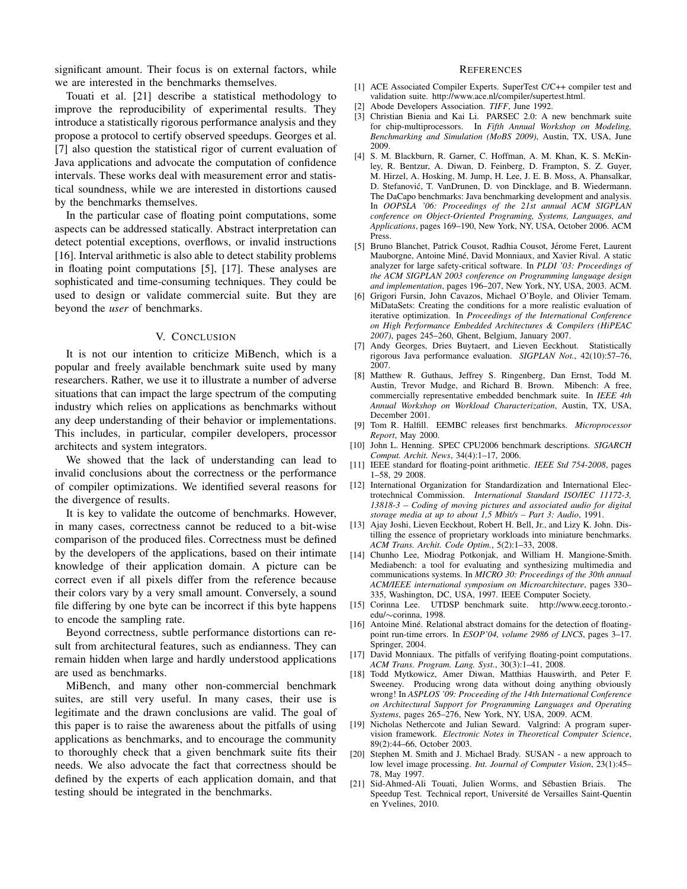significant amount. Their focus is on external factors, while we are interested in the benchmarks themselves.

Touati et al. [21] describe a statistical methodology to improve the reproducibility of experimental results. They introduce a statistically rigorous performance analysis and they propose a protocol to certify observed speedups. Georges et al. [7] also question the statistical rigor of current evaluation of Java applications and advocate the computation of confidence intervals. These works deal with measurement error and statistical soundness, while we are interested in distortions caused by the benchmarks themselves.

In the particular case of floating point computations, some aspects can be addressed statically. Abstract interpretation can detect potential exceptions, overflows, or invalid instructions [16]. Interval arithmetic is also able to detect stability problems in floating point computations [5], [17]. These analyses are sophisticated and time-consuming techniques. They could be used to design or validate commercial suite. But they are beyond the *user* of benchmarks.

## V. Conclusion

It is not our intention to criticize MiBench, which is a popular and freely available benchmark suite used by many researchers. Rather, we use it to illustrate a number of adverse situations that can impact the large spectrum of the computing industry which relies on applications as benchmarks without any deep understanding of their behavior or implementations. This includes, in particular, compiler developers, processor architects and system integrators.

We showed that the lack of understanding can lead to invalid conclusions about the correctness or the performance of compiler optimizations. We identified several reasons for the divergence of results.

It is key to validate the outcome of benchmarks. However, in many cases, correctness cannot be reduced to a bit-wise comparison of the produced files. Correctness must be defined by the developers of the applications, based on their intimate knowledge of their application domain. A picture can be correct even if all pixels differ from the reference because their colors vary by a very small amount. Conversely, a sound file differing by one byte can be incorrect if this byte happens to encode the sampling rate.

Beyond correctness, subtle performance distortions can result from architectural features, such as endianness. They can remain hidden when large and hardly understood applications are used as benchmarks.

MiBench, and many other non-commercial benchmark suites, are still very useful. In many cases, their use is legitimate and the drawn conclusions are valid. The goal of this paper is to raise the awareness about the pitfalls of using applications as benchmarks, and to encourage the community to thoroughly check that a given benchmark suite fits their needs. We also advocate the fact that correctness should be defined by the experts of each application domain, and that testing should be integrated in the benchmarks.

## References

[1] ACE Associated Compiler Experts. SuperTest C/C++ compiler test and validation suite. http://www.ace.nl/compiler/supertest.html.

[2] Abode Developers Association. *TIFF*, June 1992.

[3] Christian Bienia and Kai Li. PARSEC 2.0: A new benchmark suite for chip-multiprocessors. In *Fifth Annual Workshop on Modeling, Benchmarking and Simulation (MoBS 2009)*, Austin, TX, USA, June 2009.

[4] S. M. Blackburn, R. Garner, C. Hoffman, A. M. Khan, K. S. McKinley, R. Bentzur, A. Diwan, D. Feinberg, D. Frampton, S. Z. Guyer, M. Hirzel, A. Hosking, M. Jump, H. Lee, J. E. B. Moss, A. Phansalkar, D. Stefanović, T. VanDrunen, D. von Dincklage, and B. Wiedermann. The DaCapo benchmarks: Java benchmarking development and analysis. In *OOPSLA '06: Proceedings of the 21st annual ACM SIGPLAN conference on Object-Oriented Programing, Systems, Languages, and Applications*, pages 169–190, New York, NY, USA, October 2006. ACM Press.

[5] Bruno Blanchet, Patrick Cousot, Radhia Cousot, Jérome Feret, Laurent Mauborgne, Antoine Miné, David Monniaux, and Xavier Rival. A static analyzer for large safety-critical software. In *PLDI '03: Proceedings of the ACM SIGPLAN 2003 conference on Programming language design and implementation*, pages 196–207, New York, NY, USA, 2003. ACM.

[6] Grigori Fursin, John Cavazos, Michael O'Boyle, and Olivier Temam. MiDataSets: Creating the conditions for a more realistic evaluation of iterative optimization. In *Proceedings of the International Conference on High Performance Embedded Architectures & Compilers (HiPEAC 2007)*, pages 245–260, Ghent, Belgium, January 2007.

[7] Andy Georges, Dries Buytaert, and Lieven Eeckhout. Statistically rigorous Java performance evaluation. *SIGPLAN Not.*, 42(10):57–76, 2007.

[8] Matthew R. Guthaus, Jeffrey S. Ringenberg, Dan Ernst, Todd M. Austin, Trevor Mudge, and Richard B. Brown. Mibench: A free, commercially representative embedded benchmark suite. In *IEEE 4th Annual Workshop on Workload Characterization*, Austin, TX, USA, December 2001.

[9] Tom R. Halfill. EEMBC releases first benchmarks. *Microprocessor Report*, May 2000.

[10] John L. Henning. SPEC CPU2006 benchmark descriptions. *SIGARCH Comput. Archit. News*, 34(4):1–17, 2006.

[11] IEEE standard for floating-point arithmetic. *IEEE Std 754-2008*, pages 1–58, 29 2008.

[12] International Organization for Standardization and International Electrotechnical Commission. *International Standard ISO/IEC 11172-3, 13818-3 – Coding of moving pictures and associated audio for digital storage media at up to about 1,5 Mbit/s – Part 3: Audio*, 1991.

[13] Ajay Joshi, Lieven Eeckhout, Robert H. Bell, Jr., and Lizy K. John. Distilling the essence of proprietary workloads into miniature benchmarks. *ACM Trans. Archit. Code Optim.*, 5(2):1–33, 2008.

[14] Chunho Lee, Miodrag Potkonjak, and William H. Mangione-Smith. Mediabench: a tool for evaluating and synthesizing multimedia and communications systems. In *MICRO 30: Proceedings of the 30th annual ACM/IEEE international symposium on Microarchitecture*, pages 330–335, Washington, DC, USA, 1997. IEEE Computer Society.

[15] Corinna Lee. UTDSP benchmark suite. http://www.eecg.toronto.edu/∼corinna, 1998.

[16] Antoine Miné. Relational abstract domains for the detection of floating-point run-time errors. In *ESOP'04, volume 2986 of LNCS*, pages 3–17. Springer, 2004.

[17] David Monniaux. The pitfalls of verifying floating-point computations. *ACM Trans. Program. Lang. Syst.*, 30(3):1–41, 2008.

[18] Todd Mytkowicz, Amer Diwan, Matthias Hauswirth, and Peter F. Sweeney. Producing wrong data without doing anything obviously wrong! In *ASPLOS '09: Proceeding of the 14th International Conference on Architectural Support for Programming Languages and Operating Systems*, pages 265–276, New York, NY, USA, 2009. ACM.

[19] Nicholas Nethercote and Julian Seward. Valgrind: A program supervision framework. *Electronic Notes in Theoretical Computer Science*, 89(2):44–66, October 2003.

[20] Stephen M. Smith and J. Michael Brady. SUSAN - a new approach to low level image processing. *Int. Journal of Computer Vision*, 23(1):45–78, May 1997.

[21] Sid-Ahmed-Ali Touati, Julien Worms, and Sébastien Briais. The Speedup Test. Technical report, Université de Versailles Saint-Quentin en Yvelines, 2010.